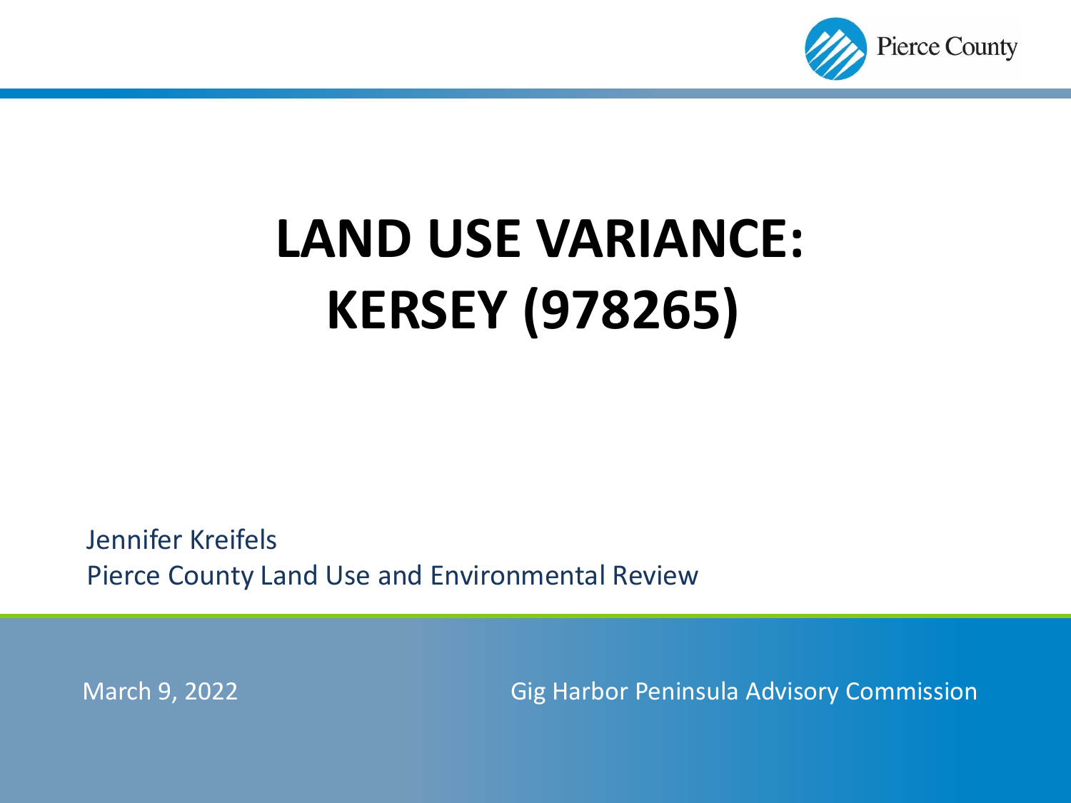# LAND USE VARIANCE: KERSEY (978265)

Jennifer Kreifels
Pierce County Land Use and Environmental Review

March 9, 2022

Gig Harbor Peninsula Advisory Commission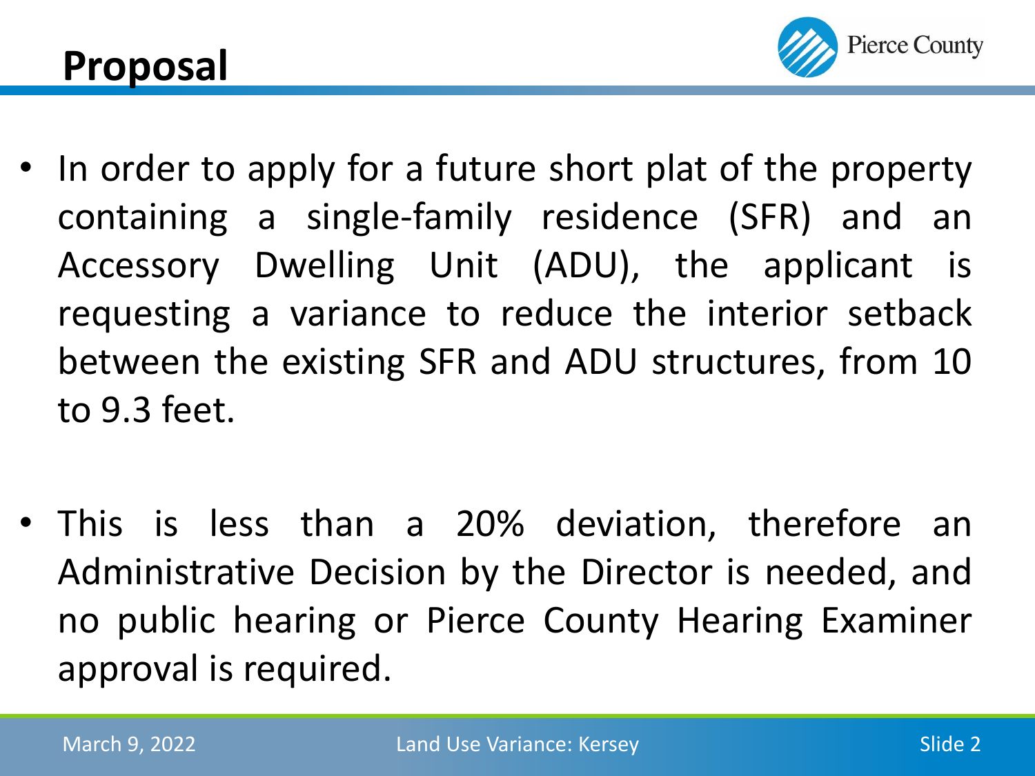# Proposal

- In order to apply for a future short plat of the property containing a single-family residence (SFR) and an Accessory Dwelling Unit (ADU), the applicant is requesting a variance to reduce the interior setback between the existing SFR and ADU structures, from 10 to 9.3 feet.

- This is less than a 20% deviation, therefore an Administrative Decision by the Director is needed, and no public hearing or Pierce County Hearing Examiner approval is required.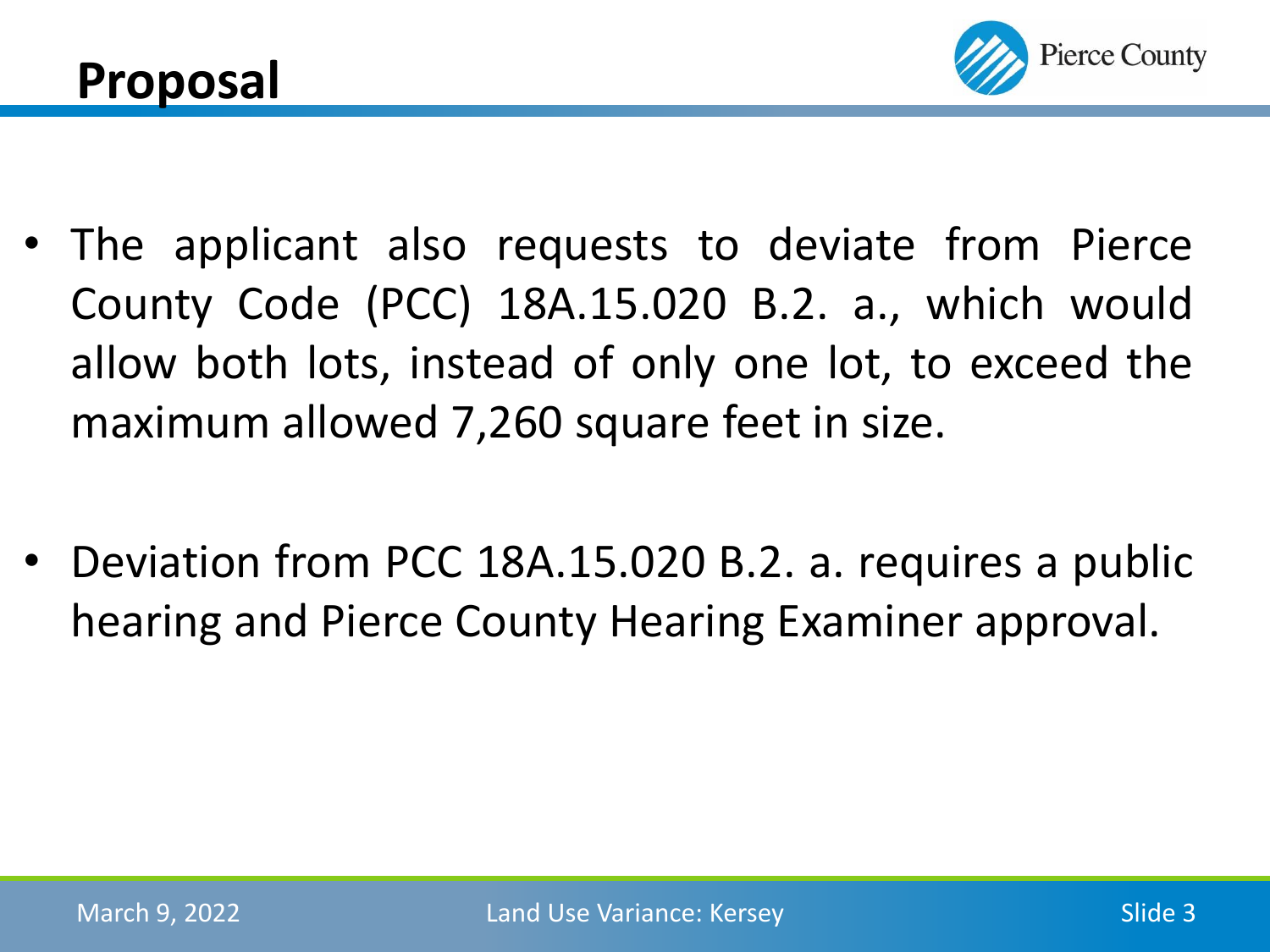# Proposal

- The applicant also requests to deviate from Pierce County Code (PCC) 18A.15.020 B.2. a., which would allow both lots, instead of only one lot, to exceed the maximum allowed 7,260 square feet in size.

- Deviation from PCC 18A.15.020 B.2. a. requires a public hearing and Pierce County Hearing Examiner approval.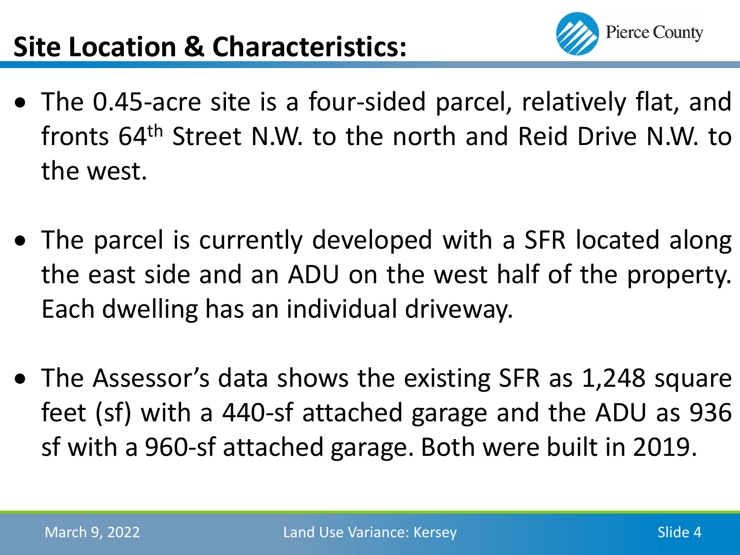# Site Location & Characteristics:

- The 0.45-acre site is a four-sided parcel, relatively flat, and fronts 64th Street N.W. to the north and Reid Drive N.W. to the west.
- The parcel is currently developed with a SFR located along the east side and an ADU on the west half of the property. Each dwelling has an individual driveway.
- The Assessor's data shows the existing SFR as 1,248 square feet (sf) with a 440-sf attached garage and the ADU as 936 sf with a 960-sf attached garage. Both were built in 2019.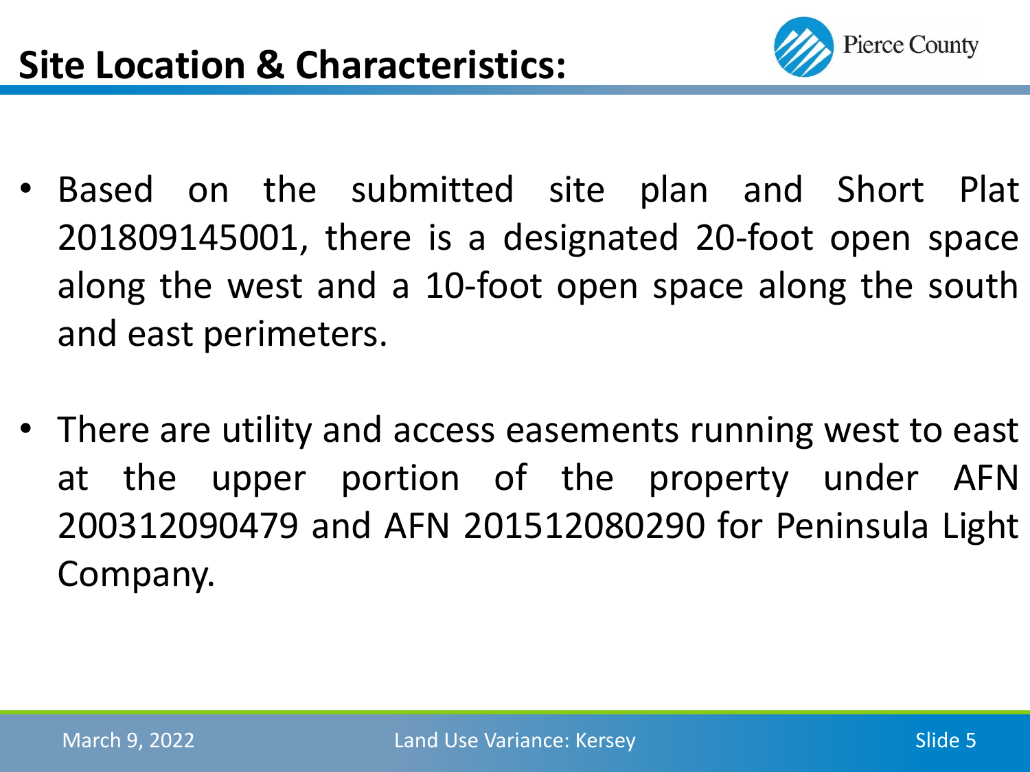# Site Location & Characteristics:

- Based on the submitted site plan and Short Plat 201809145001, there is a designated 20-foot open space along the west and a 10-foot open space along the south and east perimeters.
- There are utility and access easements running west to east at the upper portion of the property under AFN 200312090479 and AFN 201512080290 for Peninsula Light Company.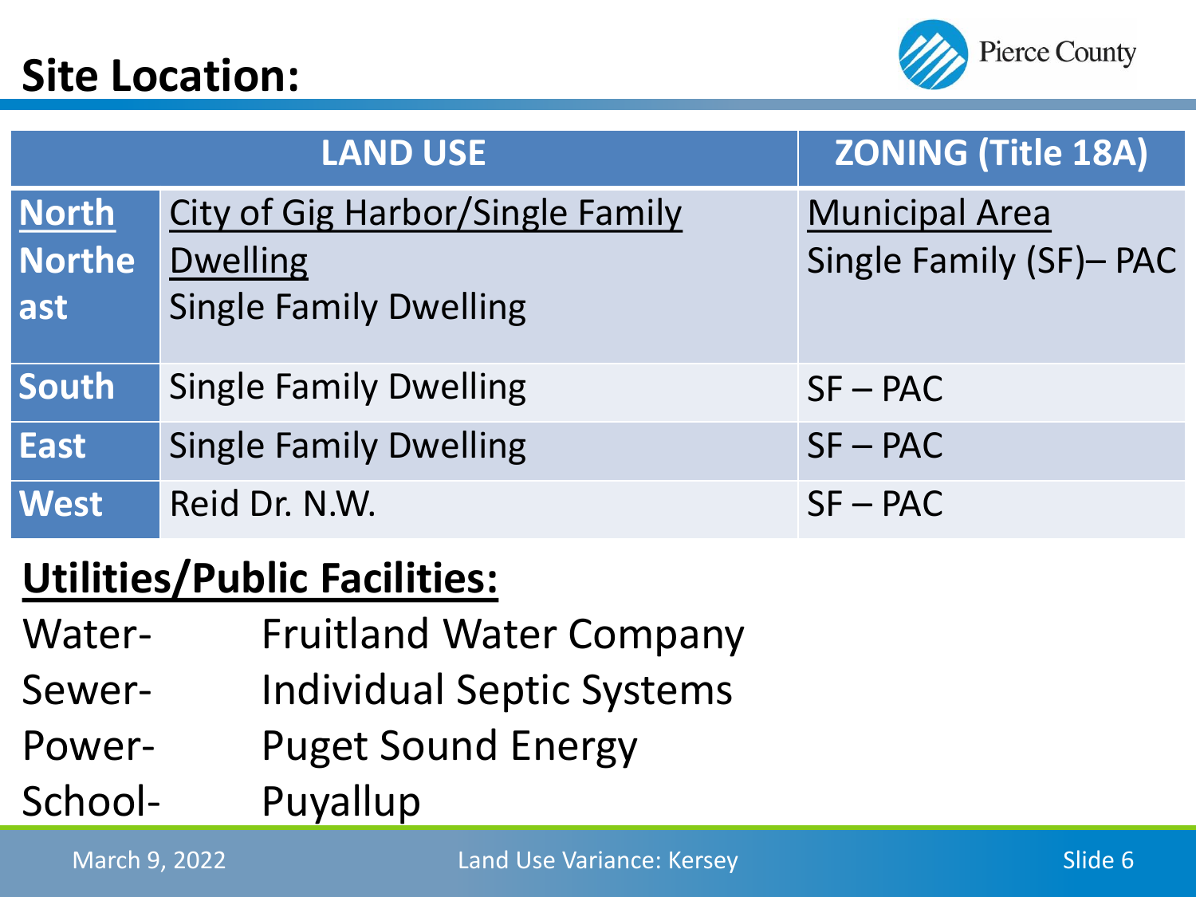# Site Location:

| | LAND USE | ZONING (Title 18A) |
|---|---|---|
| North<br>Northeast | City of Gig Harbor/Single Family Dwelling<br>Single Family Dwelling | Municipal Area<br>Single Family (SF)– PAC |
| South | Single Family Dwelling | SF – PAC |
| East | Single Family Dwelling | SF – PAC |
| West | Reid Dr. N.W. | SF – PAC |

## Utilities/Public Facilities:

Water- Fruitland Water Company
Sewer- Individual Septic Systems
Power- Puget Sound Energy
School- Puyallup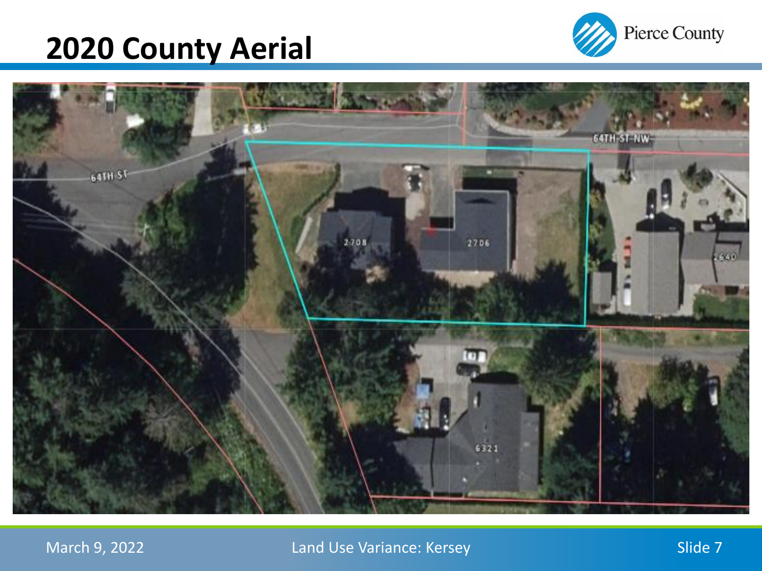# 2020 County Aerial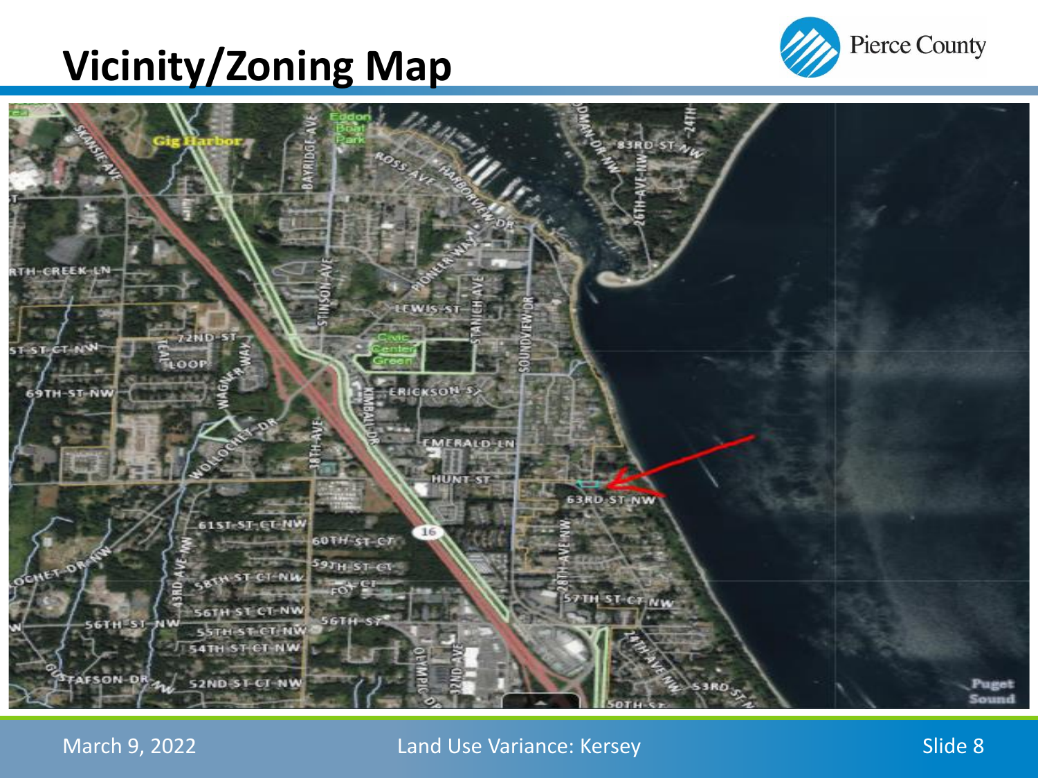# Vicinity/Zoning Map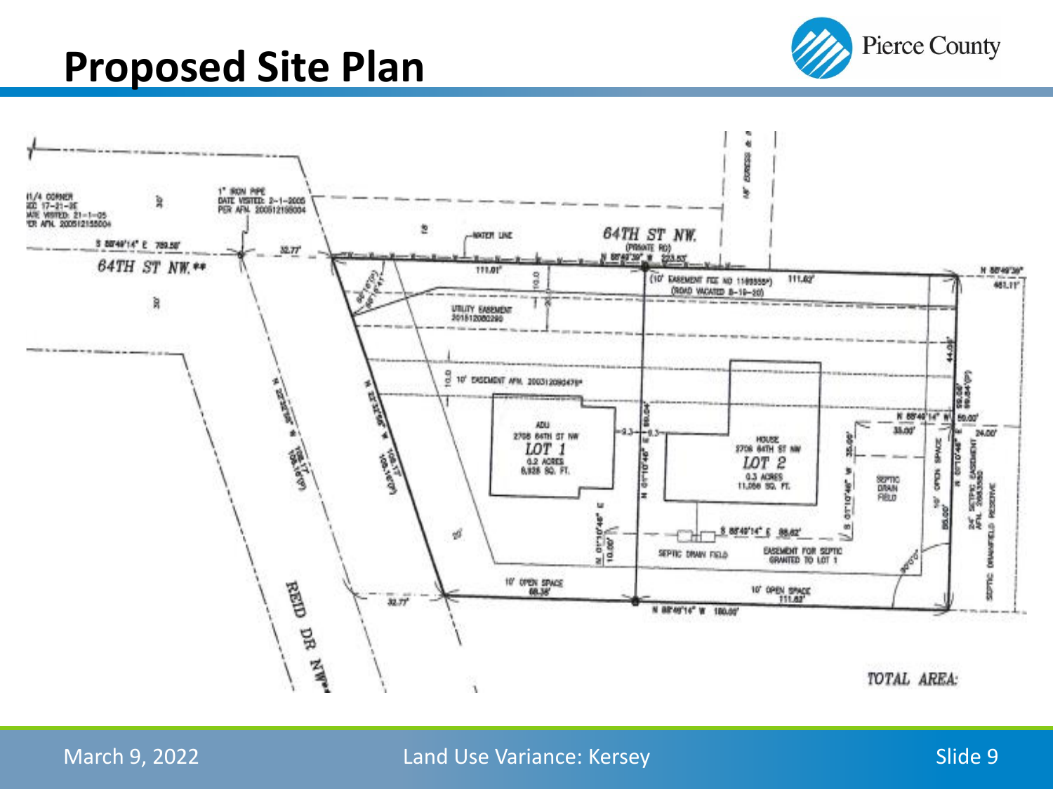# Proposed Site Plan

1/4 CORNER
SEC 17-21-3E
DATE VISITED: 21-1-05
PER AFN. 200512155004

1" IRON PIPE
DATE VISITED: 2-1-2005
PER AFN. 200512155004

S 88°49'14" E 789.58'

64TH ST NW.**

32.77'

WATER LINE

64TH ST NW.
(PRIVATE RD)
N 88°49'39" W 223.53'

111.01'

(10' EASEMENT FEE NO 1169555*)
(ROAD VACATED 8-19-20)

111.62'

N 88°49'39" 461.11'

UTILITY EASEMENT
201512080290

10' EASEMENT AFN. 200312090479*

ADU
2708 64TH ST NW
LOT 1
0.2 ACRES
8,928 SQ. FT.

HOUSE
2706 64TH ST NW
LOT 2
0.3 ACRES
11,058 SQ. FT.

SEPTIC DRAIN FIELD

S 88°49'14" E 88.62'

SEPTIC DRAIN FIELD

EASEMENT FOR SEPTIC GRANTED TO LOT 1

10' OPEN SPACE
68.38'

10' OPEN SPACE
111.62'

N 88°49'14" W 180.00'

32.77'

REID DR NW**

10' OPEN SPACE

24' SEPTIC EASEMENT AFN. 200533080

SEPTIC DRAINFIELD RESERVE

N 88°49'14" W 59.00'

35.00'

24.00'

TOTAL AREA: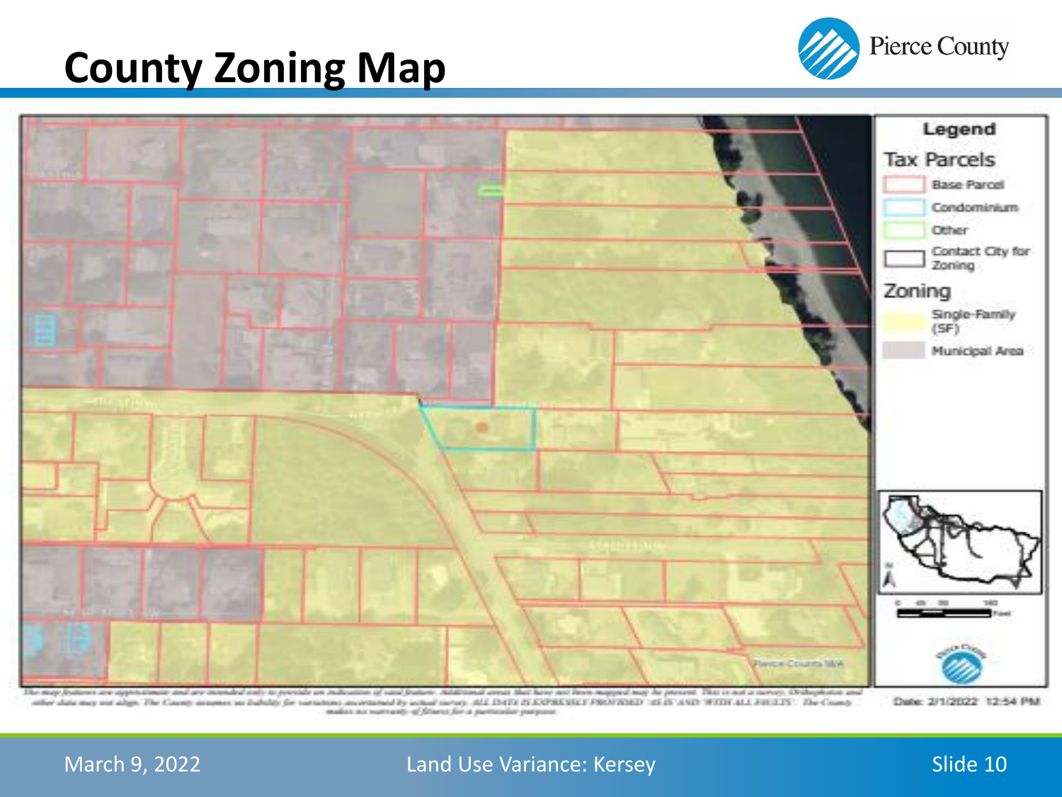# County Zoning Map

**Legend**

**Tax Parcels**

- Base Parcel
- Condominium
- Other
- Contact City for Zoning

**Zoning**

- Single-Family (SF)
- Municipal Area

Date: 2/1/2022 12:54 PM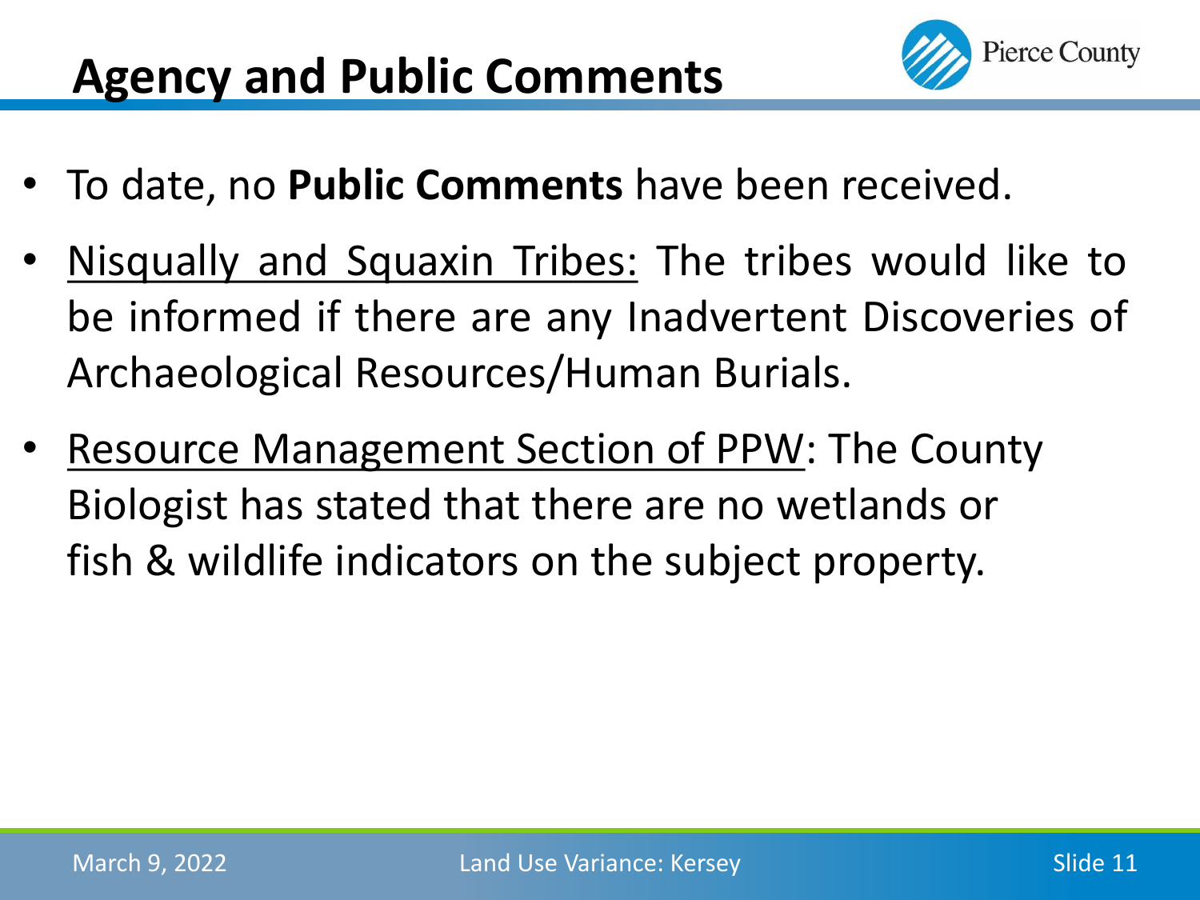# Agency and Public Comments

- To date, no **Public Comments** have been received.
- Nisqually and Squaxin Tribes: The tribes would like to be informed if there are any Inadvertent Discoveries of Archaeological Resources/Human Burials.
- Resource Management Section of PPW: The County Biologist has stated that there are no wetlands or fish & wildlife indicators on the subject property.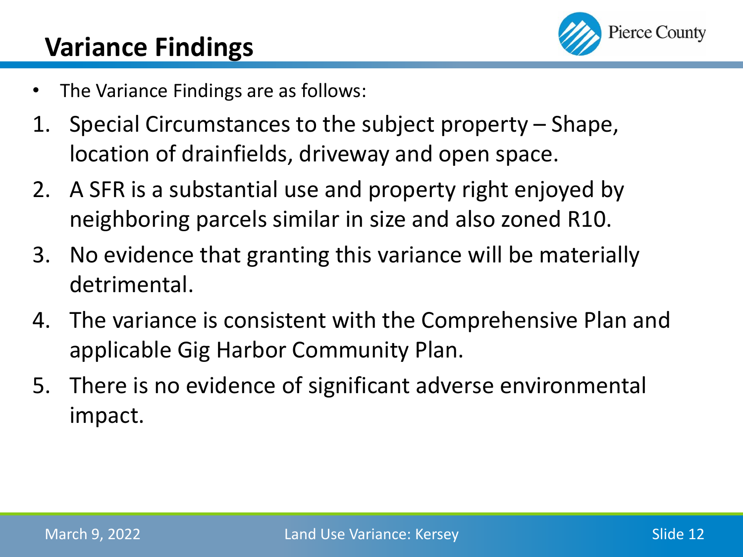# Variance Findings

- The Variance Findings are as follows:

1. Special Circumstances to the subject property – Shape, location of drainfields, driveway and open space.
2. A SFR is a substantial use and property right enjoyed by neighboring parcels similar in size and also zoned R10.
3. No evidence that granting this variance will be materially detrimental.
4. The variance is consistent with the Comprehensive Plan and applicable Gig Harbor Community Plan.
5. There is no evidence of significant adverse environmental impact.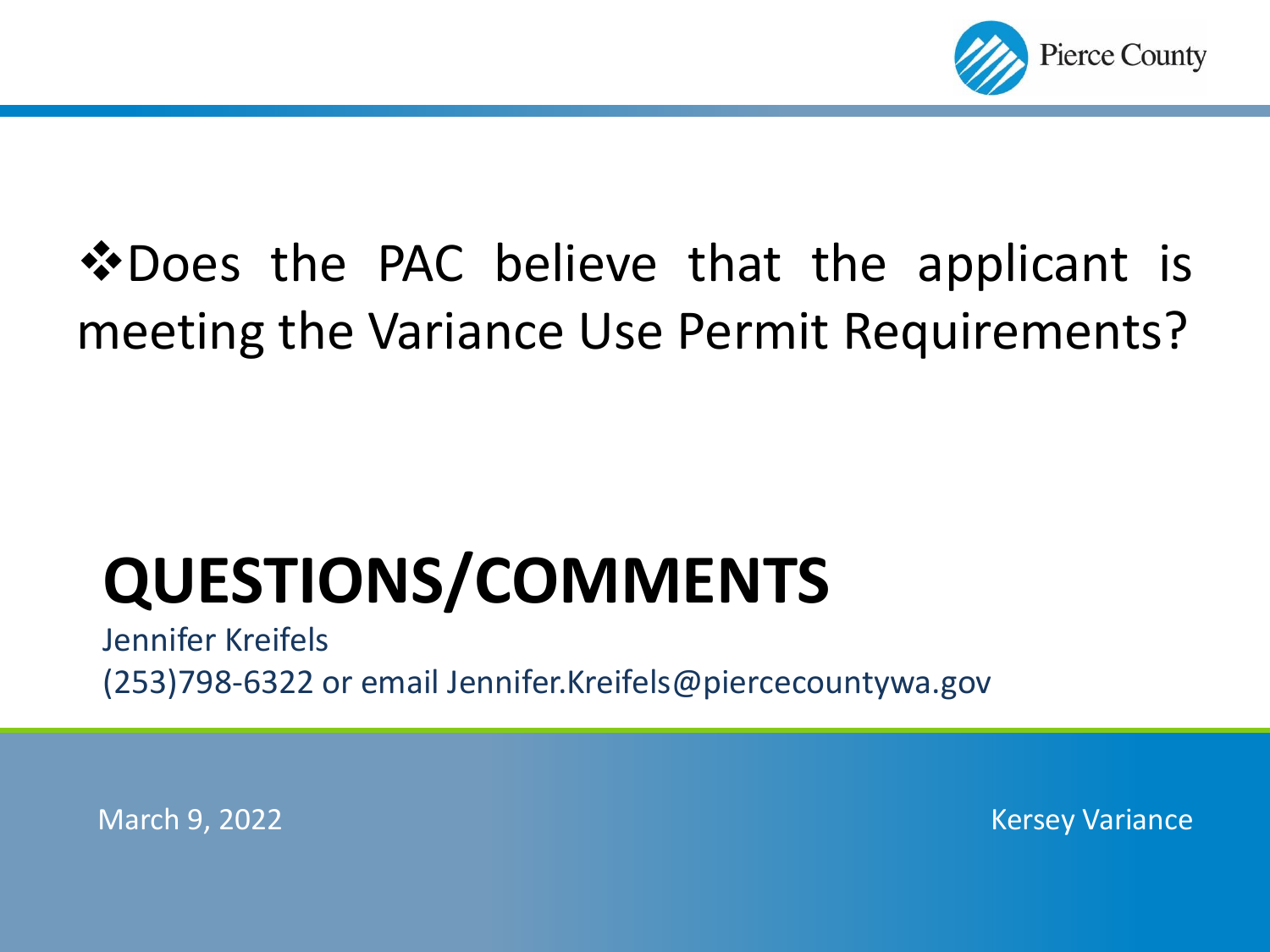❖Does the PAC believe that the applicant is meeting the Variance Use Permit Requirements?

# QUESTIONS/COMMENTS

Jennifer Kreifels

(253)798-6322 or email Jennifer.Kreifels@piercecountywa.gov